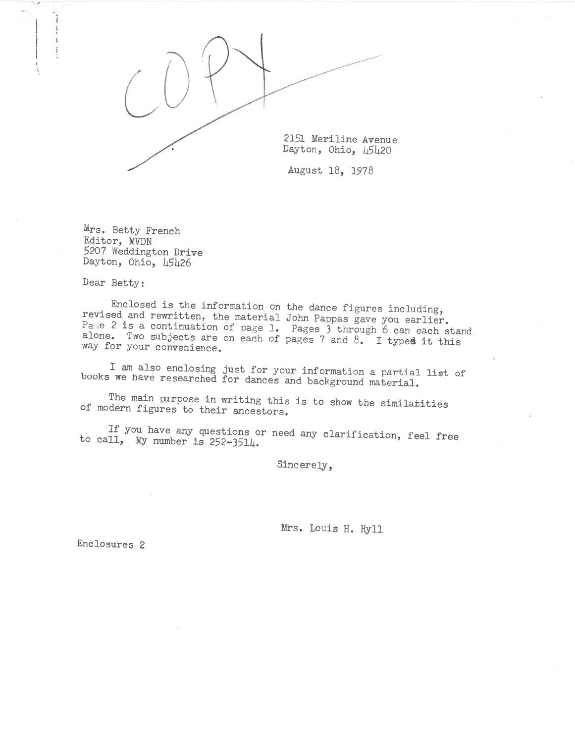COPY

2151 Meriline Avenue
Dayton, Ohio, 45420

August 18, 1978

Mrs. Betty French
Editor, MVDN
5207 Weddington Drive
Dayton, Ohio, 45426

Dear Betty:

Enclosed is the information on the dance figures including, revised and rewritten, the material John Pappas gave you earlier. Page 2 is a continuation of page 1. Pages 3 through 6 can each stand alone. Two subjects are on each of pages 7 and 8. I typed it this way for your convenience.

I am also enclosing just for your information a partial list of books we have researched for dances and background material.

The main purpose in writing this is to show the similarities of modern figures to their ancestors.

If you have any questions or need any clarification, feel free to call, My number is 252-3514.

Sincerely,

Mrs. Louis H. Hyll

Enclosures 2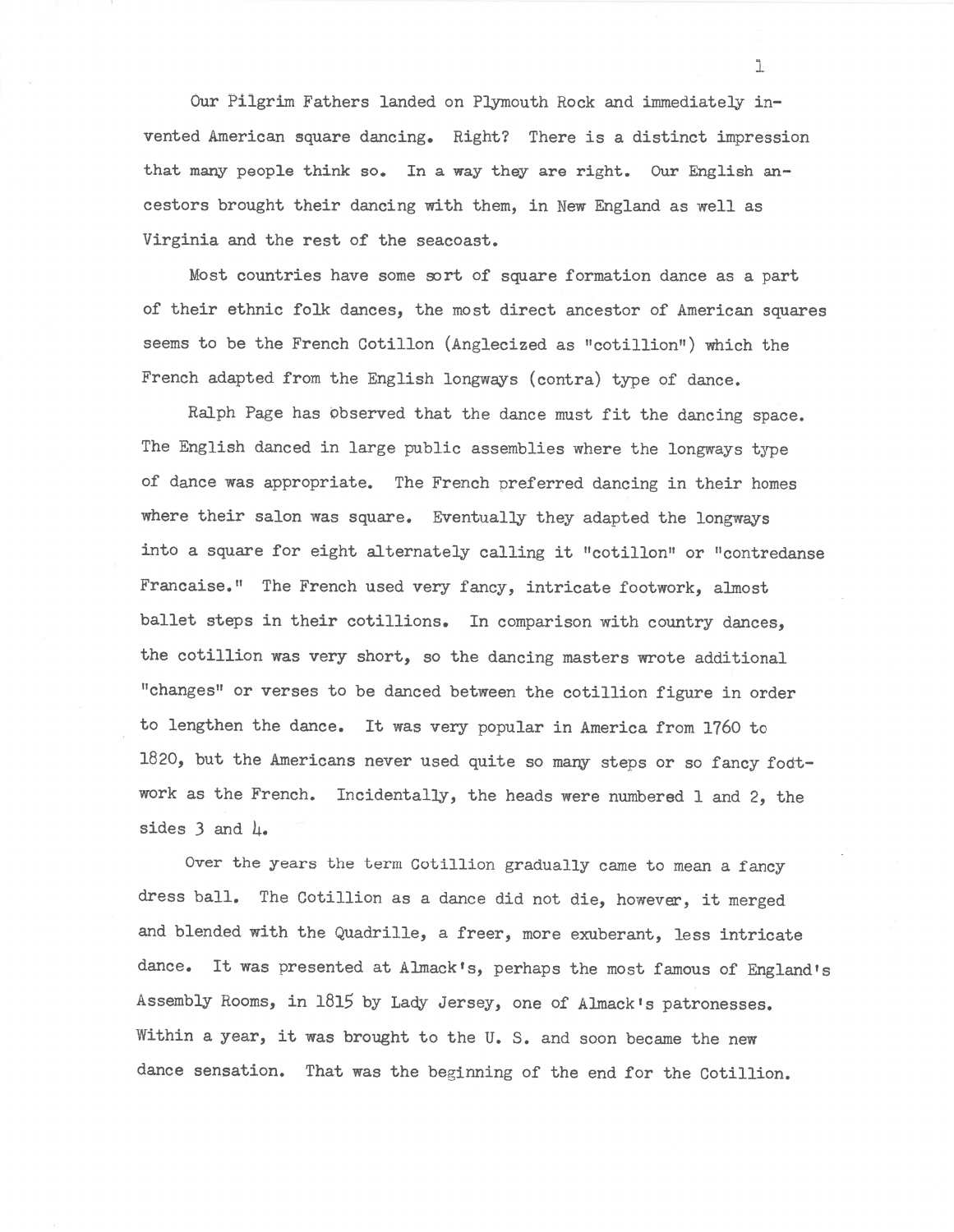Our Pilgrim Fathers landed on Plymouth Rock and immediately invented American square dancing. Right? There is a distinct impression that many people think so. In a way they are right. Our English ancestors brought their dancing with them, in New England as well as Virginia and the rest of the seacoast.

Most countries have some sort of square formation dance as a part of their ethnic folk dances, the most direct ancestor of American squares seems to be the French Cotillon (Anglecized as "cotillion") which the French adapted from the English longways (contra) type of dance.

Ralph Page has observed that the dance must fit the dancing space. The English danced in large public assemblies where the longways type of dance was appropriate. The French preferred dancing in their homes where their salon was square. Eventually they adapted the longways into a square for eight alternately calling it "cotillon" or "contredanse Francaise." The French used very fancy, intricate footwork, almost ballet steps in their cotillions. In comparison with country dances, the cotillion was very short, so the dancing masters wrote additional "changes" or verses to be danced between the cotillion figure in order to lengthen the dance. It was very popular in America from 1760 to 1820, but the Americans never used quite so many steps or so fancy footwork as the French. Incidentally, the heads were numbered 1 and 2, the sides 3 and 4.

Over the years the term Cotillion gradually came to mean a fancy dress ball. The Cotillion as a dance did not die, however, it merged and blended with the Quadrille, a freer, more exuberant, less intricate dance. It was presented at Almack's, perhaps the most famous of England's Assembly Rooms, in 1815 by Lady Jersey, one of Almack's patronesses. Within a year, it was brought to the U. S. and soon became the new dance sensation. That was the beginning of the end for the Cotillion.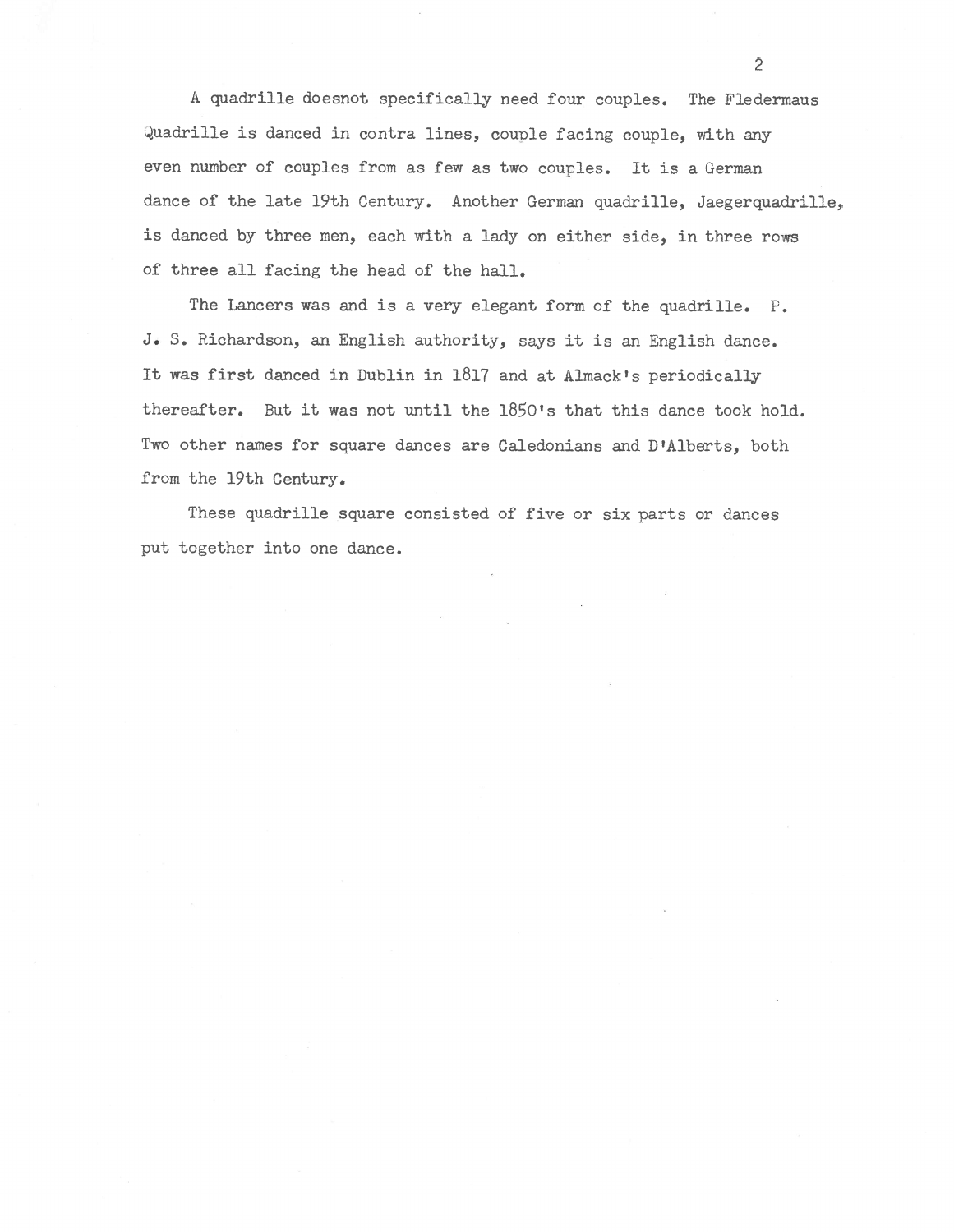A quadrille doesnot specifically need four couples. The Fledermaus Quadrille is danced in contra lines, couple facing couple, with any even number of couples from as few as two couples. It is a German dance of the late 19th Century. Another German quadrille, Jaegerquadrille, is danced by three men, each with a lady on either side, in three rows of three all facing the head of the hall.

The Lancers was and is a very elegant form of the quadrille. P. J. S. Richardson, an English authority, says it is an English dance. It was first danced in Dublin in 1817 and at Almack's periodically thereafter. But it was not until the 1850's that this dance took hold. Two other names for square dances are Caledonians and D'Alberts, both from the 19th Century.

These quadrille square consisted of five or six parts or dances put together into one dance.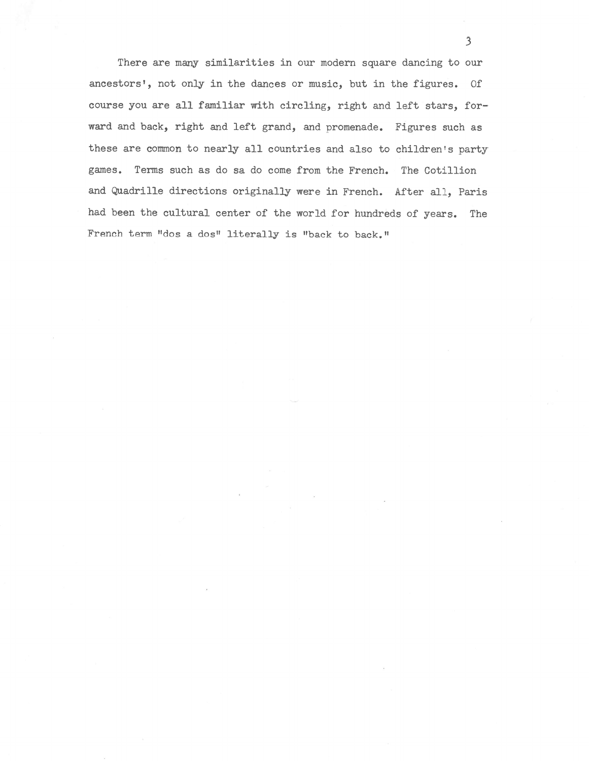There are many similarities in our modern square dancing to our ancestors', not only in the dances or music, but in the figures. Of course you are all familiar with circling, right and left stars, forward and back, right and left grand, and promenade. Figures such as these are common to nearly all countries and also to children's party games. Terms such as do sa do come from the French. The Cotillion and Quadrille directions originally were in French. After all, Paris had been the cultural center of the world for hundreds of years. The French term "dos a dos" literally is "back to back."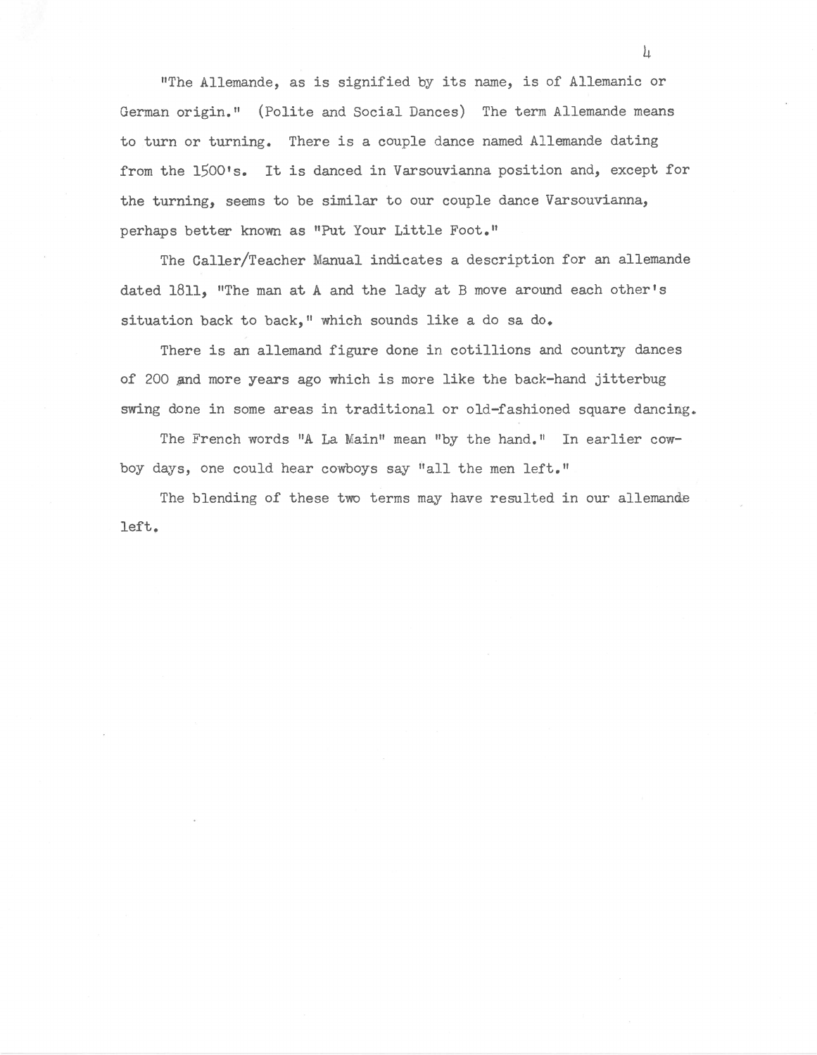"The Allemande, as is signified by its name, is of Allemanic or German origin." (Polite and Social Dances) The term Allemande means to turn or turning. There is a couple dance named Allemande dating from the 1500's. It is danced in Varsouvianna position and, except for the turning, seems to be similar to our couple dance Varsouvianna, perhaps better known as "Put Your Little Foot."

The Caller/Teacher Manual indicates a description for an allemande dated 1811, "The man at A and the lady at B move around each other's situation back to back," which sounds like a do sa do.

There is an allemand figure done in cotillions and country dances of 200 and more years ago which is more like the back-hand jitterbug swing done in some areas in traditional or old-fashioned square dancing.

The French words "A La Main" mean "by the hand." In earlier cowboy days, one could hear cowboys say "all the men left."

The blending of these two terms may have resulted in our allemande left.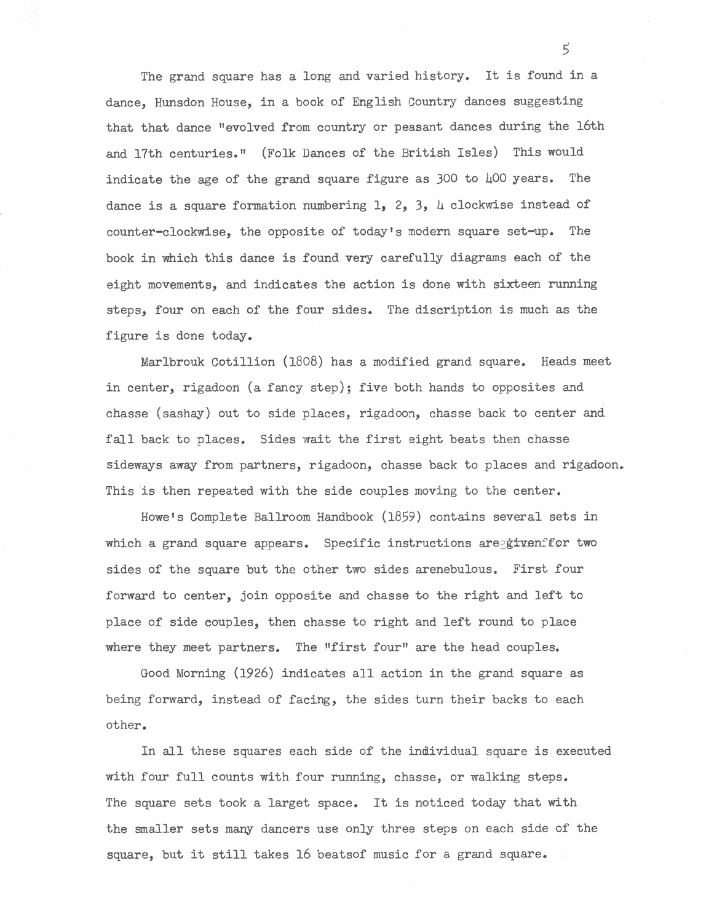The grand square has a long and varied history. It is found in a dance, Hunsdon House, in a book of English Country dances suggesting that that dance "evolved from country or peasant dances during the 16th and 17th centuries." (Folk Dances of the British Isles) This would indicate the age of the grand square figure as 300 to 400 years. The dance is a square formation numbering 1, 2, 3, 4 clockwise instead of counter-clockwise, the opposite of today's modern square set-up. The book in which this dance is found very carefully diagrams each of the eight movements, and indicates the action is done with sixteen running steps, four on each of the four sides. The discription is much as the figure is done today.

Marlbrouk Cotillion (1808) has a modified grand square. Heads meet in center, rigadoon (a fancy step); five both hands to opposites and chasse (sashay) out to side places, rigadoon, chasse back to center and fall back to places. Sides wait the first eight beats then chasse sideways away from partners, rigadoon, chasse back to places and rigadoon. This is then repeated with the side couples moving to the center.

Howe's Complete Ballroom Handbook (1859) contains several sets in which a grand square appears. Specific instructions are given for two sides of the square but the other two sides arenebulous. First four forward to center, join opposite and chasse to the right and left to place of side couples, then chasse to right and left round to place where they meet partners. The "first four" are the head couples.

Good Morning (1926) indicates all action in the grand square as being forward, instead of facing, the sides turn their backs to each other.

In all these squares each side of the individual square is executed with four full counts with four running, chasse, or walking steps. The square sets took a larget space. It is noticed today that with the smaller sets many dancers use only three steps on each side of the square, but it still takes 16 beatsof music for a grand square.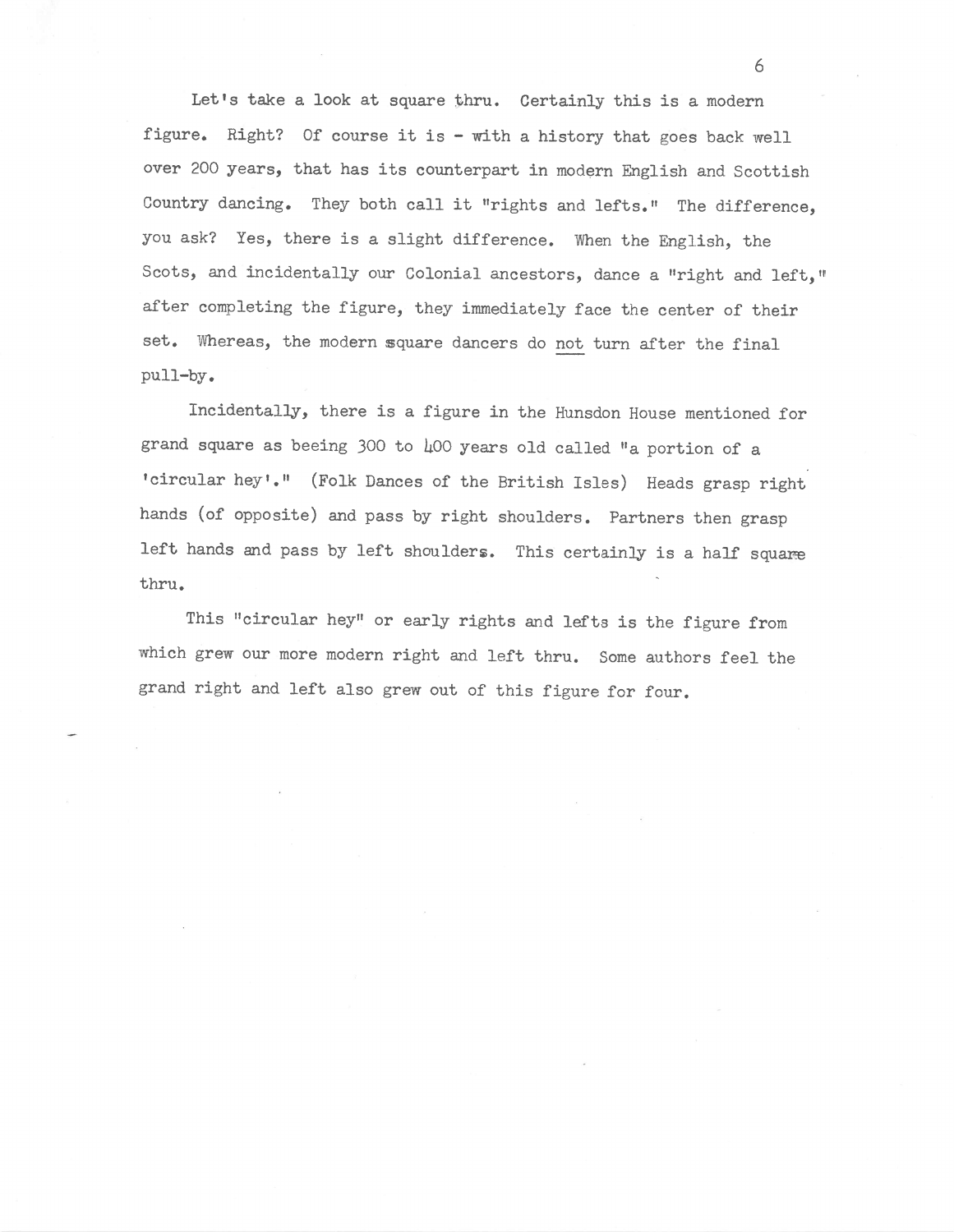Let's take a look at square thru. Certainly this is a modern figure. Right? Of course it is - with a history that goes back well over 200 years, that has its counterpart in modern English and Scottish Country dancing. They both call it "rights and lefts." The difference, you ask? Yes, there is a slight difference. When the English, the Scots, and incidentally our Colonial ancestors, dance a "right and left," after completing the figure, they immediately face the center of their set. Whereas, the modern square dancers do not turn after the final pull-by.

Incidentally, there is a figure in the Hunsdon House mentioned for grand square as beeing 300 to 400 years old called "a portion of a 'circular hey'." (Folk Dances of the British Isles) Heads grasp right hands (of opposite) and pass by right shoulders. Partners then grasp left hands and pass by left shoulders. This certainly is a half square thru.

This "circular hey" or early rights and lefts is the figure from which grew our more modern right and left thru. Some authors feel the grand right and left also grew out of this figure for four.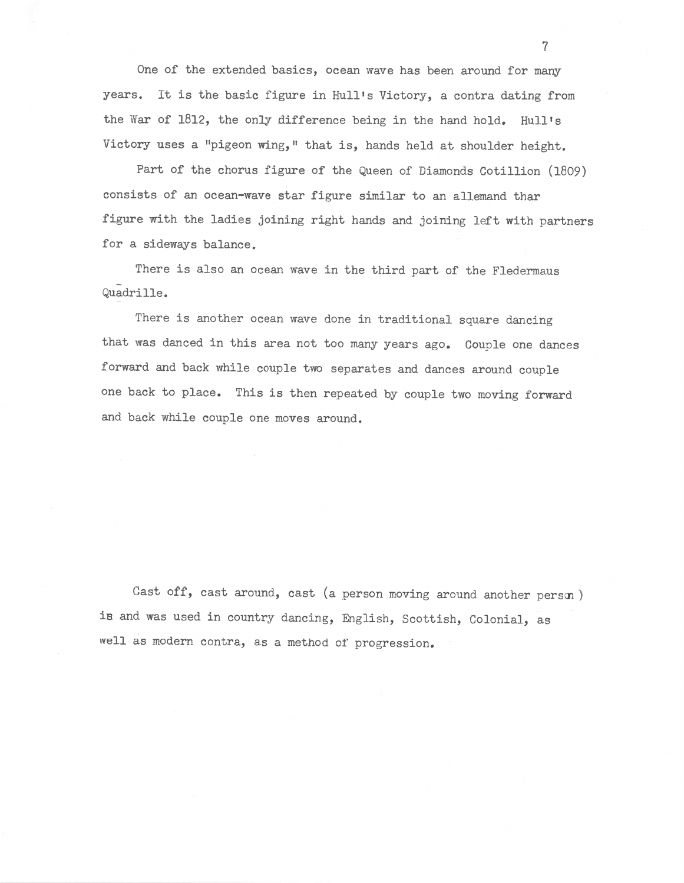One of the extended basics, ocean wave has been around for many years. It is the basic figure in Hull's Victory, a contra dating from the War of 1812, the only difference being in the hand hold. Hull's Victory uses a "pigeon wing," that is, hands held at shoulder height.

Part of the chorus figure of the Queen of Diamonds Cotillion (1809) consists of an ocean-wave star figure similar to an allemand thar figure with the ladies joining right hands and joining left with partners for a sideways balance.

There is also an ocean wave in the third part of the Fledermaus Quadrille.

There is another ocean wave done in traditional square dancing that was danced in this area not too many years ago. Couple one dances forward and back while couple two separates and dances around couple one back to place. This is then repeated by couple two moving forward and back while couple one moves around.

Cast off, cast around, cast (a person moving around another person) is and was used in country dancing, English, Scottish, Colonial, as well as modern contra, as a method of progression.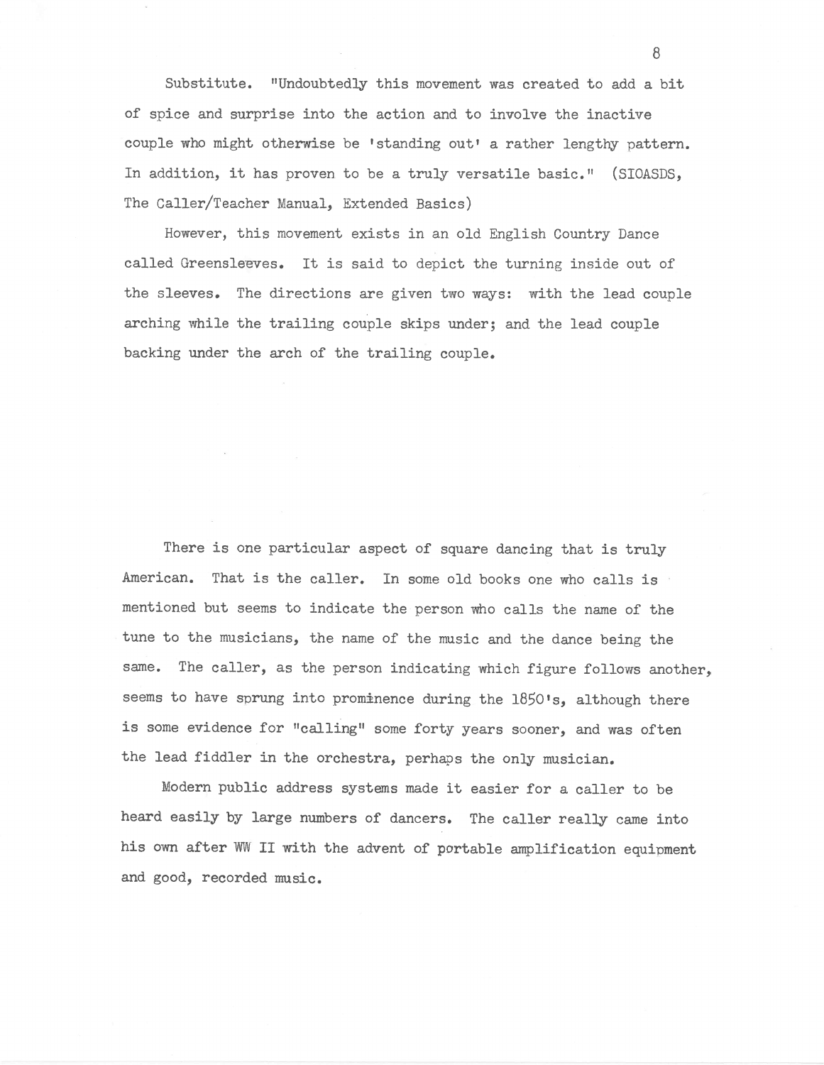Substitute. "Undoubtedly this movement was created to add a bit of spice and surprise into the action and to involve the inactive couple who might otherwise be 'standing out' a rather lengthy pattern. In addition, it has proven to be a truly versatile basic." (SIOASDS, The Caller/Teacher Manual, Extended Basics)

However, this movement exists in an old English Country Dance called Greensleeves. It is said to depict the turning inside out of the sleeves. The directions are given two ways: with the lead couple arching while the trailing couple skips under; and the lead couple backing under the arch of the trailing couple.

There is one particular aspect of square dancing that is truly American. That is the caller. In some old books one who calls is mentioned but seems to indicate the person who calls the name of the tune to the musicians, the name of the music and the dance being the same. The caller, as the person indicating which figure follows another, seems to have sprung into prominence during the 1850's, although there is some evidence for "calling" some forty years sooner, and was often the lead fiddler in the orchestra, perhaps the only musician.

Modern public address systems made it easier for a caller to be heard easily by large numbers of dancers. The caller really came into his own after WW II with the advent of portable amplification equipment and good, recorded music.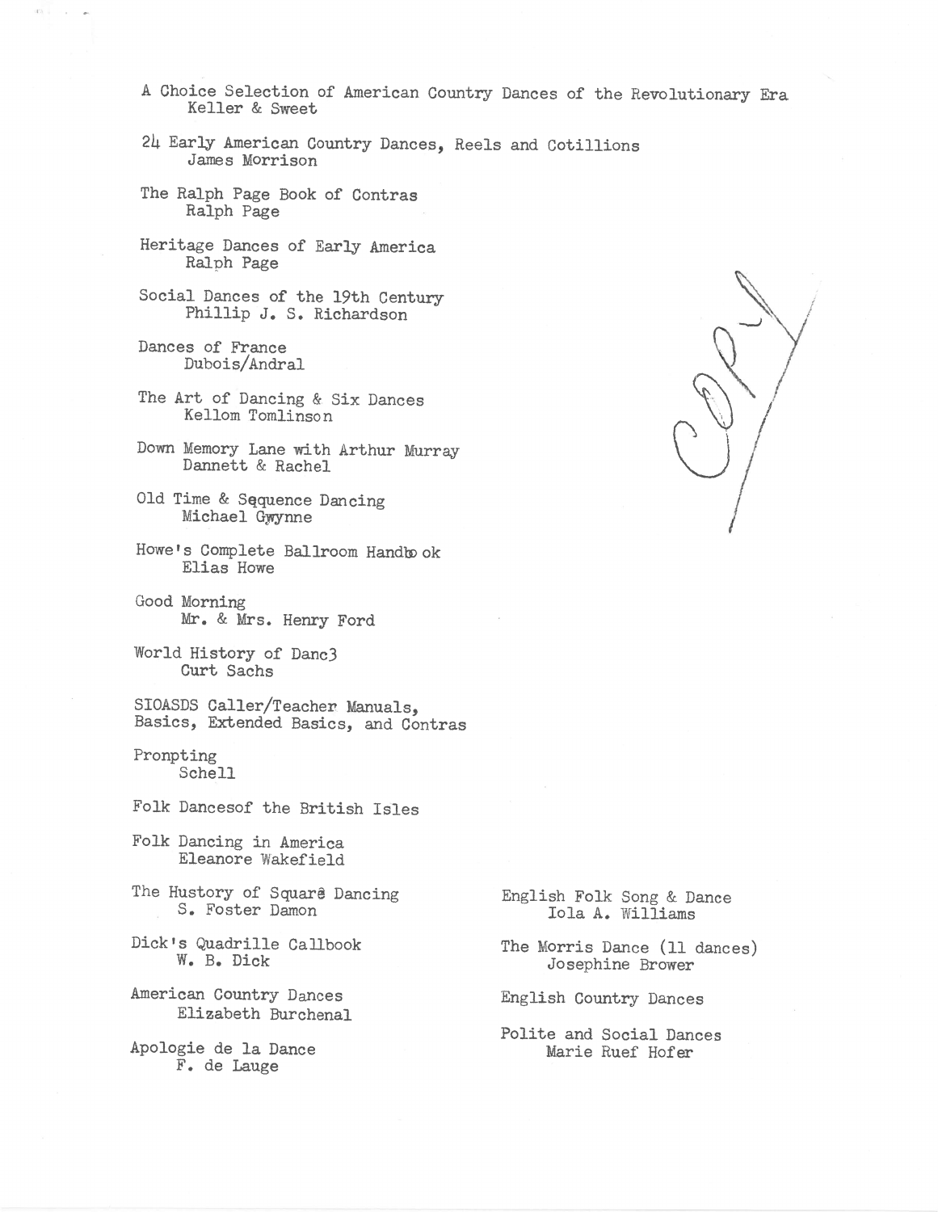A Choice Selection of American Country Dances of the Revolutionary Era
Keller & Sweet

24 Early American Country Dances, Reels and Cotillions
James Morrison

The Ralph Page Book of Contras
Ralph Page

Heritage Dances of Early America
Ralph Page

Social Dances of the 19th Century
Phillip J. S. Richardson

Dances of France
Dubois/Andral

The Art of Dancing & Six Dances
Kellom Tomlinson

Down Memory Lane with Arthur Murray
Dannett & Rachel

Old Time & Sequence Dancing
Michael Gwynne

Howe's Complete Ballroom Handbook
Elias Howe

Good Morning
Mr. & Mrs. Henry Ford

World History of Danc3
Curt Sachs

SIOASDS Caller/Teacher Manuals,
Basics, Extended Basics, and Contras

Pronpting
Schell

Folk Dancesof the British Isles

Folk Dancing in America
Eleanore Wakefield

The Hustory of Square Dancing
S. Foster Damon

Dick's Quadrille Callbook
W. B. Dick

American Country Dances
Elizabeth Burchenal

Apologie de la Dance
F. de Lauge

English Folk Song & Dance
Iola A. Williams

The Morris Dance (11 dances)
Josephine Brower

English Country Dances

Polite and Social Dances
Marie Ruef Hofer

Copy